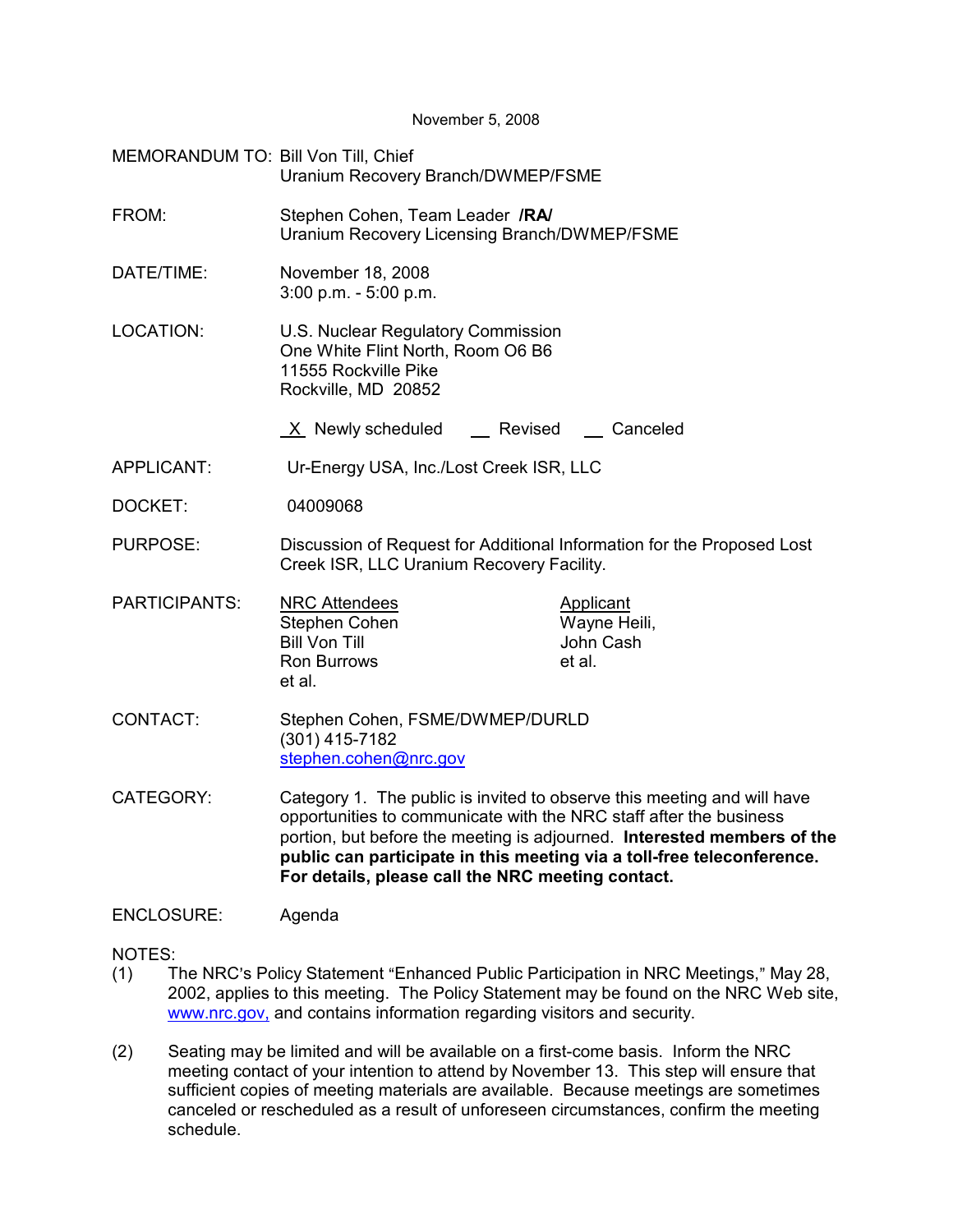November 5, 2008

MEMORANDUM TO: Bill Von Till, Chief
Uranium Recovery Branch/DWMEP/FSME

FROM: Stephen Cohen, Team Leader **/RA/**
Uranium Recovery Licensing Branch/DWMEP/FSME

DATE/TIME: November 18, 2008
3:00 p.m. - 5:00 p.m.

LOCATION: U.S. Nuclear Regulatory Commission
One White Flint North, Room O6 B6
11555 Rockville Pike
Rockville, MD 20852

_X_ Newly scheduled ___ Revised ___ Canceled

APPLICANT: Ur-Energy USA, Inc./Lost Creek ISR, LLC

DOCKET: 04009068

PURPOSE: Discussion of Request for Additional Information for the Proposed Lost Creek ISR, LLC Uranium Recovery Facility.

PARTICIPANTS:

| NRC Attendees | Applicant |
|---|---|
| Stephen Cohen | Wayne Heili, |
| Bill Von Till | John Cash |
| Ron Burrows | et al. |
| et al. | |

CONTACT: Stephen Cohen, FSME/DWMEP/DURLD
(301) 415-7182
stephen.cohen@nrc.gov

CATEGORY: Category 1. The public is invited to observe this meeting and will have opportunities to communicate with the NRC staff after the business portion, but before the meeting is adjourned. **Interested members of the public can participate in this meeting via a toll-free teleconference. For details, please call the NRC meeting contact.**

ENCLOSURE: Agenda

NOTES:

(1) The NRC's Policy Statement "Enhanced Public Participation in NRC Meetings," May 28, 2002, applies to this meeting. The Policy Statement may be found on the NRC Web site, www.nrc.gov, and contains information regarding visitors and security.

(2) Seating may be limited and will be available on a first-come basis. Inform the NRC meeting contact of your intention to attend by November 13. This step will ensure that sufficient copies of meeting materials are available. Because meetings are sometimes canceled or rescheduled as a result of unforeseen circumstances, confirm the meeting schedule.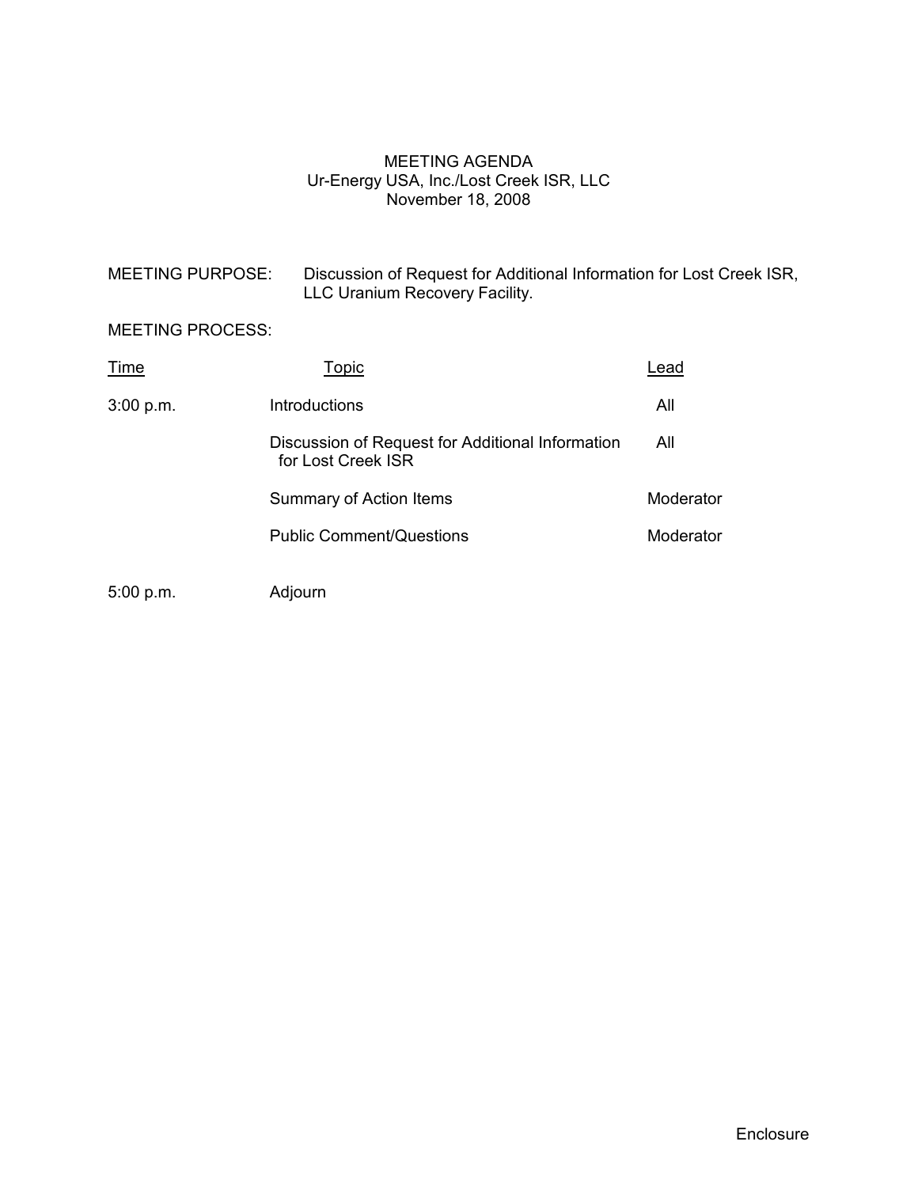# MEETING AGENDA

Ur-Energy USA, Inc./Lost Creek ISR, LLC
November 18, 2008

MEETING PURPOSE: Discussion of Request for Additional Information for Lost Creek ISR, LLC Uranium Recovery Facility.

MEETING PROCESS:

| Time | Topic | Lead |
|---|---|---|
| 3:00 p.m. | Introductions | All |
| | Discussion of Request for Additional Information for Lost Creek ISR | All |
| | Summary of Action Items | Moderator |
| | Public Comment/Questions | Moderator |
| 5:00 p.m. | Adjourn | |

Enclosure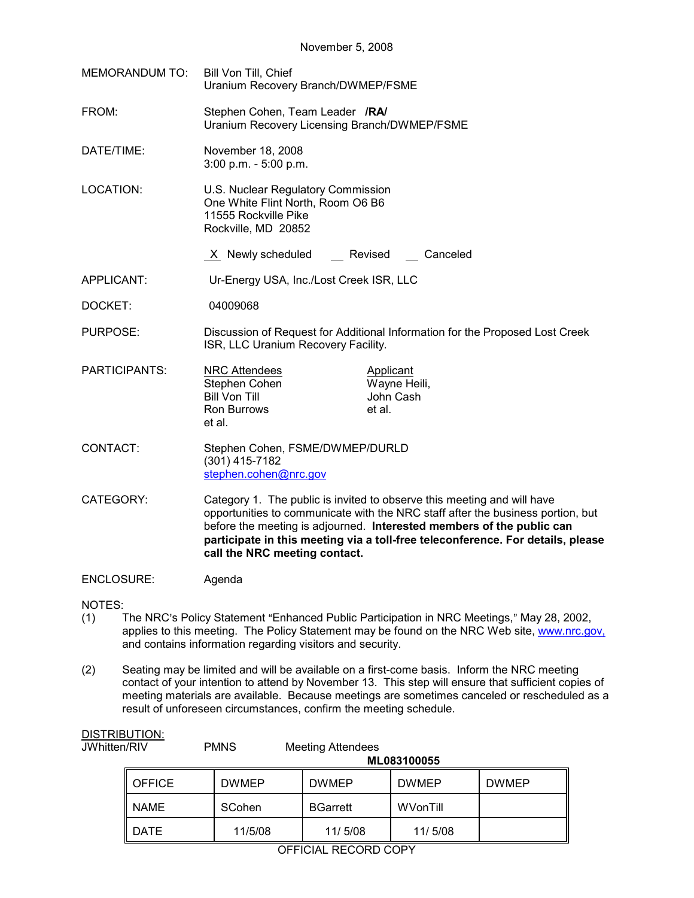November 5, 2008

MEMORANDUM TO: Bill Von Till, Chief
Uranium Recovery Branch/DWMEP/FSME

FROM: Stephen Cohen, Team Leader **/RA/**
Uranium Recovery Licensing Branch/DWMEP/FSME

DATE/TIME: November 18, 2008
3:00 p.m. - 5:00 p.m.

LOCATION: U.S. Nuclear Regulatory Commission
One White Flint North, Room O6 B6
11555 Rockville Pike
Rockville, MD 20852

_X_ Newly scheduled __ Revised __ Canceled

APPLICANT: Ur-Energy USA, Inc./Lost Creek ISR, LLC

DOCKET: 04009068

PURPOSE: Discussion of Request for Additional Information for the Proposed Lost Creek ISR, LLC Uranium Recovery Facility.

PARTICIPANTS:

| NRC Attendees | Applicant |
|---|---|
| Stephen Cohen | Wayne Heili, |
| Bill Von Till | John Cash |
| Ron Burrows | et al. |
| et al. | |

CONTACT: Stephen Cohen, FSME/DWMEP/DURLD
(301) 415-7182
stephen.cohen@nrc.gov

CATEGORY: Category 1. The public is invited to observe this meeting and will have opportunities to communicate with the NRC staff after the business portion, but before the meeting is adjourned. **Interested members of the public can participate in this meeting via a toll-free teleconference. For details, please call the NRC meeting contact.**

ENCLOSURE: Agenda

NOTES:

(1) The NRC's Policy Statement "Enhanced Public Participation in NRC Meetings," May 28, 2002, applies to this meeting. The Policy Statement may be found on the NRC Web site, www.nrc.gov, and contains information regarding visitors and security.

(2) Seating may be limited and will be available on a first-come basis. Inform the NRC meeting contact of your intention to attend by November 13. This step will ensure that sufficient copies of meeting materials are available. Because meetings are sometimes canceled or rescheduled as a result of unforeseen circumstances, confirm the meeting schedule.

DISTRIBUTION:
JWhitten/RIV PMNS Meeting Attendees

**ML083100055**

| OFFICE | DWMEP | DWMEP | DWMEP | DWMEP |
|---|---|---|---|---|
| NAME | SCohen | BGarrett | WVonTill | |
| DATE | 11/5/08 | 11/ 5/08 | 11/ 5/08 | |

OFFICIAL RECORD COPY